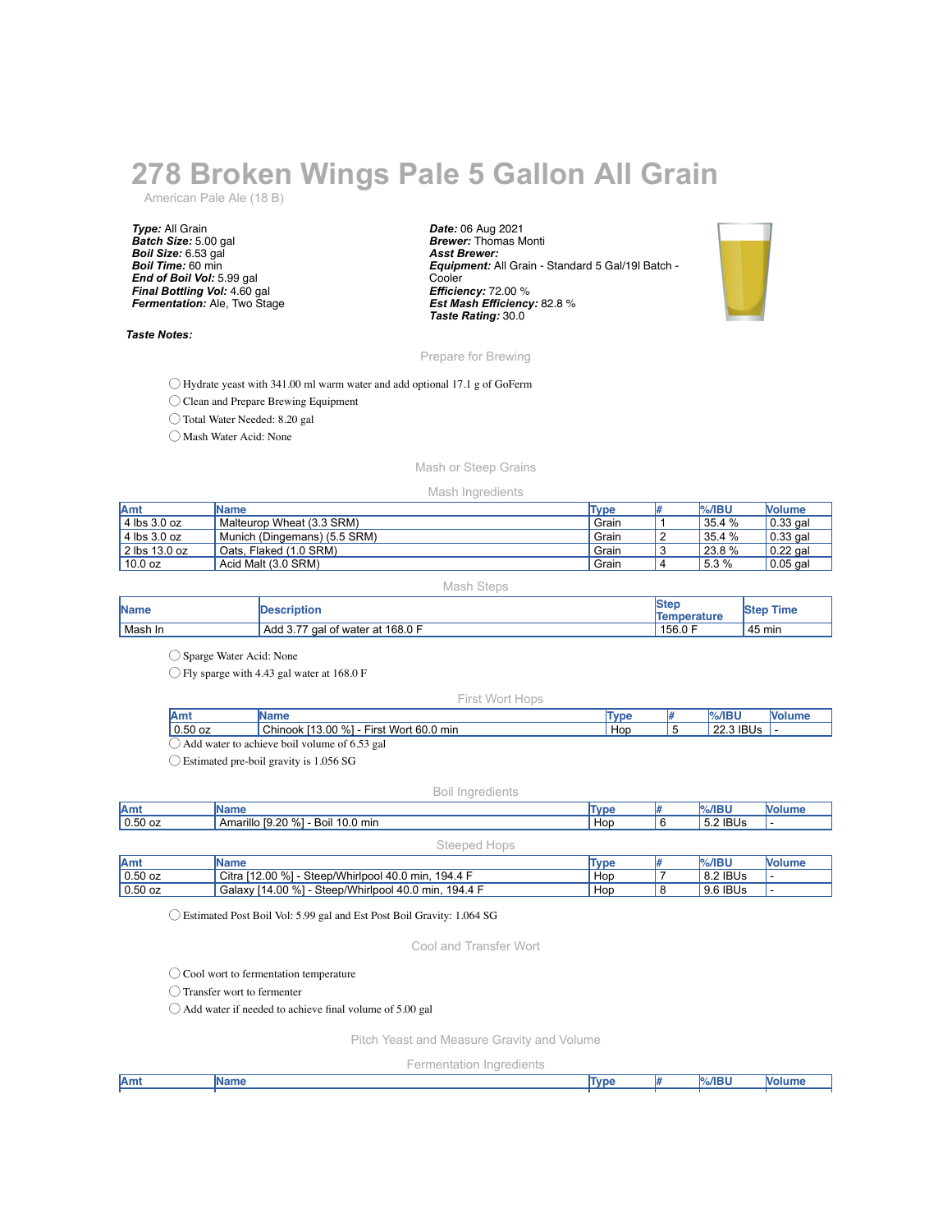# 278 Broken Wings Pale 5 Gallon All Grain

American Pale Ale (18 B)

***Type:*** All Grain
***Batch Size:*** 5.00 gal
***Boil Size:*** 6.53 gal
***Boil Time:*** 60 min
***End of Boil Vol:*** 5.99 gal
***Final Bottling Vol:*** 4.60 gal
***Fermentation:*** Ale, Two Stage

***Date:*** 06 Aug 2021
***Brewer:*** Thomas Monti
***Asst Brewer:***
***Equipment:*** All Grain - Standard 5 Gal/19l Batch - Cooler
***Efficiency:*** 72.00 %
***Est Mash Efficiency:*** 82.8 %
***Taste Rating:*** 30.0

***Taste Notes:***

## Prepare for Brewing

- ◯ Hydrate yeast with 341.00 ml warm water and add optional 17.1 g of GoFerm
- ◯ Clean and Prepare Brewing Equipment
- ◯ Total Water Needed: 8.20 gal
- ◯ Mash Water Acid: None

## Mash or Steep Grains

### Mash Ingredients

| Amt | Name | Type | # | %/IBU | Volume |
|---|---|---|---|---|---|
| 4 lbs 3.0 oz | Malteurop Wheat (3.3 SRM) | Grain | 1 | 35.4 % | 0.33 gal |
| 4 lbs 3.0 oz | Munich (Dingemans) (5.5 SRM) | Grain | 2 | 35.4 % | 0.33 gal |
| 2 lbs 13.0 oz | Oats, Flaked (1.0 SRM) | Grain | 3 | 23.8 % | 0.22 gal |
| 10.0 oz | Acid Malt (3.0 SRM) | Grain | 4 | 5.3 % | 0.05 gal |

### Mash Steps

| Name | Description | Step Temperature | Step Time |
|---|---|---|---|
| Mash In | Add 3.77 gal of water at 168.0 F | 156.0 F | 45 min |

- ◯ Sparge Water Acid: None
- ◯ Fly sparge with 4.43 gal water at 168.0 F

### First Wort Hops

| Amt | Name | Type | # | %/IBU | Volume |
|---|---|---|---|---|---|
| 0.50 oz | Chinook [13.00 %] - First Wort 60.0 min | Hop | 5 | 22.3 IBUs | - |

- ◯ Add water to achieve boil volume of 6.53 gal
- ◯ Estimated pre-boil gravity is 1.056 SG

### Boil Ingredients

| Amt | Name | Type | # | %/IBU | Volume |
|---|---|---|---|---|---|
| 0.50 oz | Amarillo [9.20 %] - Boil 10.0 min | Hop | 6 | 5.2 IBUs | - |

### Steeped Hops

| Amt | Name | Type | # | %/IBU | Volume |
|---|---|---|---|---|---|
| 0.50 oz | Citra [12.00 %] - Steep/Whirlpool 40.0 min, 194.4 F | Hop | 7 | 8.2 IBUs | - |
| 0.50 oz | Galaxy [14.00 %] - Steep/Whirlpool 40.0 min, 194.4 F | Hop | 8 | 9.6 IBUs | - |

- ◯ Estimated Post Boil Vol: 5.99 gal and Est Post Boil Gravity: 1.064 SG

## Cool and Transfer Wort

- ◯ Cool wort to fermentation temperature
- ◯ Transfer wort to fermenter
- ◯ Add water if needed to achieve final volume of 5.00 gal

## Pitch Yeast and Measure Gravity and Volume

### Fermentation Ingredients

| Amt | Name | Type | # | %/IBU | Volume |
|---|---|---|---|---|---|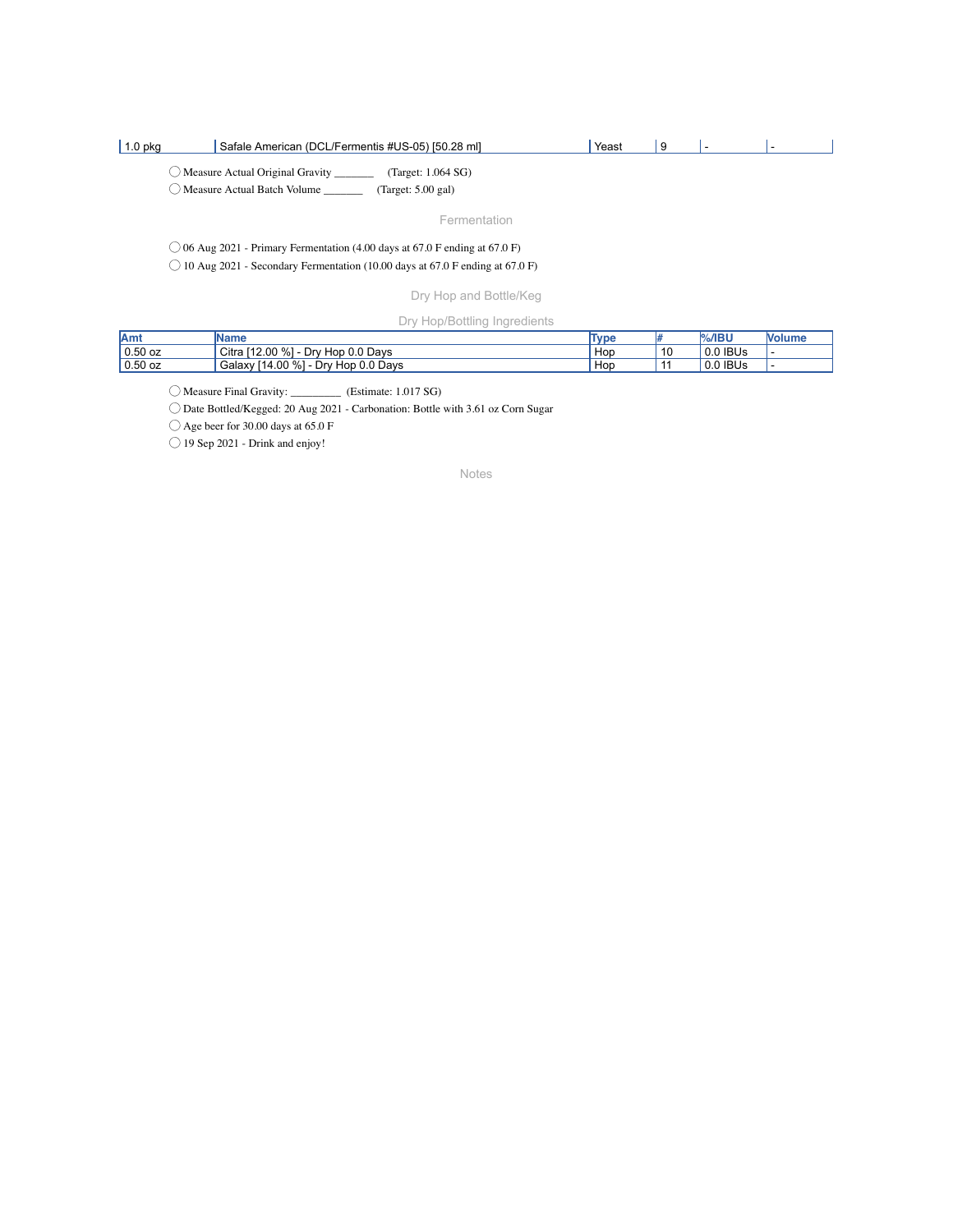| | | | | | |
|---|---|---|---|---|---|
| 1.0 pkg | Safale American (DCL/Fermentis #US-05) [50.28 ml] | Yeast | 9 | - | - |

◯ Measure Actual Original Gravity _______ (Target: 1.064 SG)

◯ Measure Actual Batch Volume _______ (Target: 5.00 gal)

## Fermentation

◯ 06 Aug 2021 - Primary Fermentation (4.00 days at 67.0 F ending at 67.0 F)

◯ 10 Aug 2021 - Secondary Fermentation (10.00 days at 67.0 F ending at 67.0 F)

## Dry Hop and Bottle/Keg

### Dry Hop/Bottling Ingredients

| Amt | Name | Type | # | %/IBU | Volume |
|---|---|---|---|---|---|
| 0.50 oz | Citra [12.00 %] - Dry Hop 0.0 Days | Hop | 10 | 0.0 IBUs | - |
| 0.50 oz | Galaxy [14.00 %] - Dry Hop 0.0 Days | Hop | 11 | 0.0 IBUs | - |

◯ Measure Final Gravity: _________ (Estimate: 1.017 SG)

◯ Date Bottled/Kegged: 20 Aug 2021 - Carbonation: Bottle with 3.61 oz Corn Sugar

◯ Age beer for 30.00 days at 65.0 F

◯ 19 Sep 2021 - Drink and enjoy!

## Notes